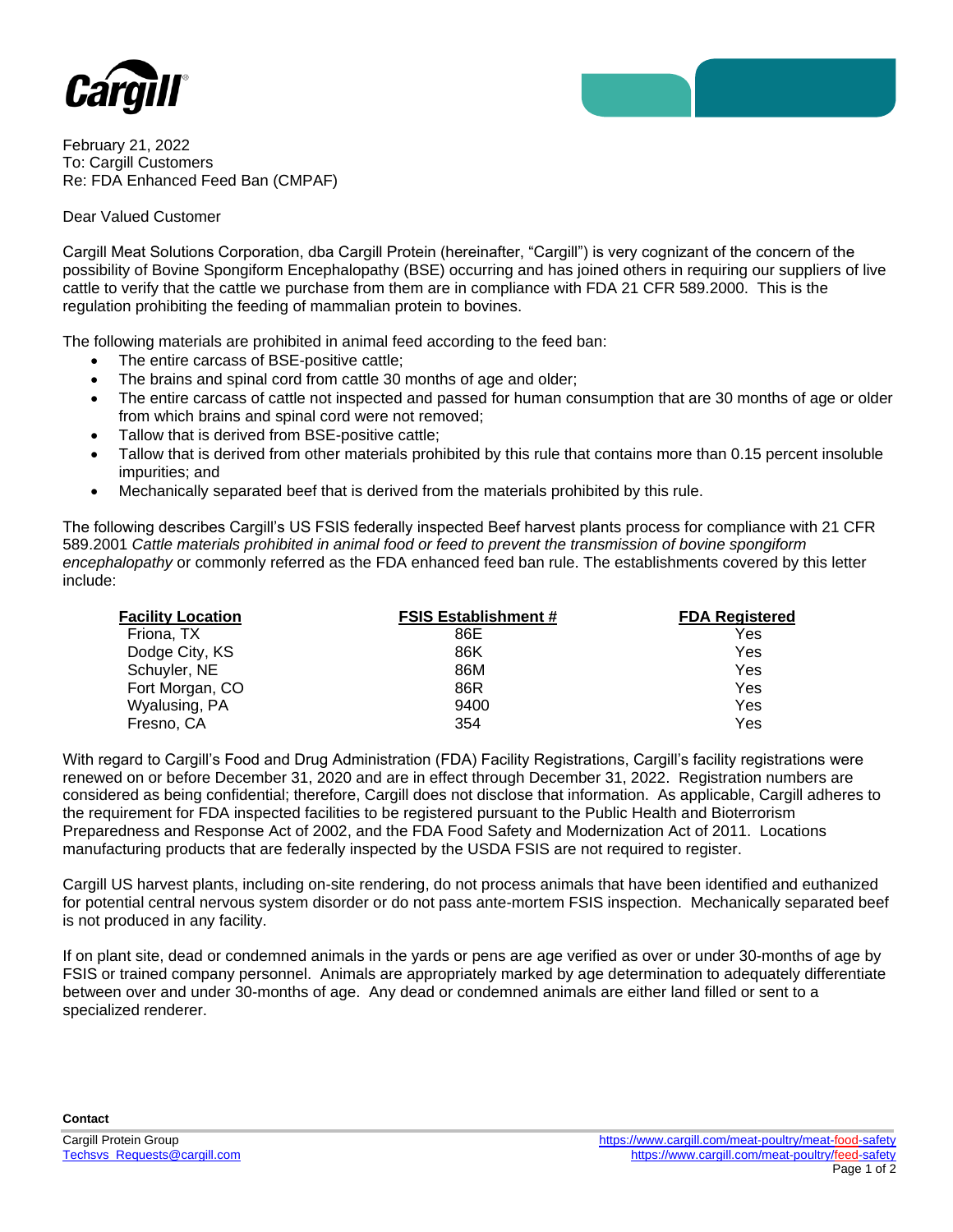February 21, 2022
To: Cargill Customers
Re: FDA Enhanced Feed Ban (CMPAF)

Dear Valued Customer

Cargill Meat Solutions Corporation, dba Cargill Protein (hereinafter, "Cargill") is very cognizant of the concern of the possibility of Bovine Spongiform Encephalopathy (BSE) occurring and has joined others in requiring our suppliers of live cattle to verify that the cattle we purchase from them are in compliance with FDA 21 CFR 589.2000. This is the regulation prohibiting the feeding of mammalian protein to bovines.

The following materials are prohibited in animal feed according to the feed ban:

- The entire carcass of BSE-positive cattle;
- The brains and spinal cord from cattle 30 months of age and older;
- The entire carcass of cattle not inspected and passed for human consumption that are 30 months of age or older from which brains and spinal cord were not removed;
- Tallow that is derived from BSE-positive cattle;
- Tallow that is derived from other materials prohibited by this rule that contains more than 0.15 percent insoluble impurities; and
- Mechanically separated beef that is derived from the materials prohibited by this rule.

The following describes Cargill's US FSIS federally inspected Beef harvest plants process for compliance with 21 CFR 589.2001 *Cattle materials prohibited in animal food or feed to prevent the transmission of bovine spongiform encephalopathy* or commonly referred as the FDA enhanced feed ban rule. The establishments covered by this letter include:

| Facility Location | FSIS Establishment # | FDA Registered |
|---|---|---|
| Friona, TX | 86E | Yes |
| Dodge City, KS | 86K | Yes |
| Schuyler, NE | 86M | Yes |
| Fort Morgan, CO | 86R | Yes |
| Wyalusing, PA | 9400 | Yes |
| Fresno, CA | 354 | Yes |

With regard to Cargill's Food and Drug Administration (FDA) Facility Registrations, Cargill's facility registrations were renewed on or before December 31, 2020 and are in effect through December 31, 2022. Registration numbers are considered as being confidential; therefore, Cargill does not disclose that information. As applicable, Cargill adheres to the requirement for FDA inspected facilities to be registered pursuant to the Public Health and Bioterrorism Preparedness and Response Act of 2002, and the FDA Food Safety and Modernization Act of 2011. Locations manufacturing products that are federally inspected by the USDA FSIS are not required to register.

Cargill US harvest plants, including on-site rendering, do not process animals that have been identified and euthanized for potential central nervous system disorder or do not pass ante-mortem FSIS inspection. Mechanically separated beef is not produced in any facility.

If on plant site, dead or condemned animals in the yards or pens are age verified as over or under 30-months of age by FSIS or trained company personnel. Animals are appropriately marked by age determination to adequately differentiate between over and under 30-months of age. Any dead or condemned animals are either land filled or sent to a specialized renderer.

**Contact**

Cargill Protein Group
Techsvs_Requests@cargill.com

https://www.cargill.com/meat-poultry/meat-food-safety
https://www.cargill.com/meat-poultry/feed-safety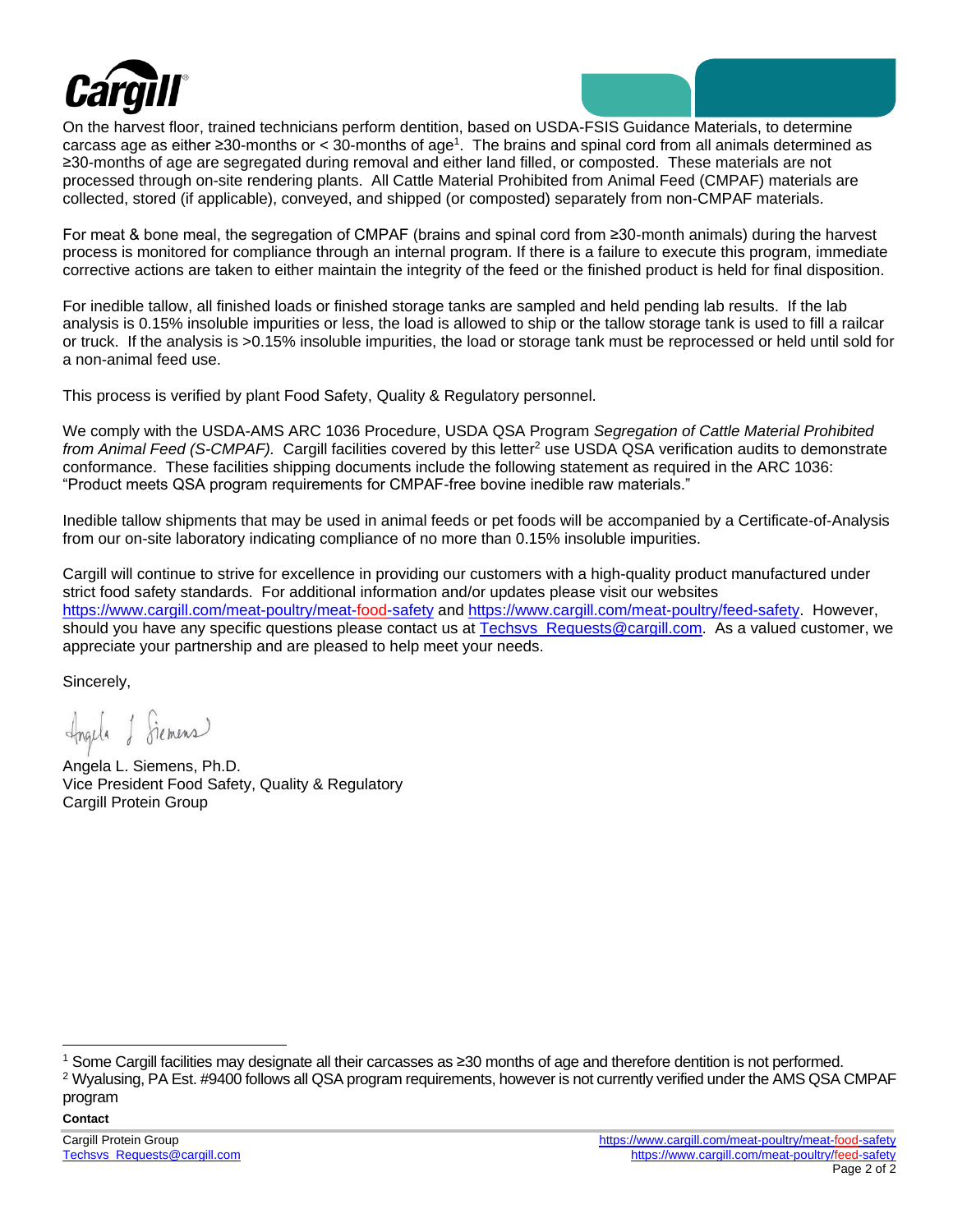On the harvest floor, trained technicians perform dentition, based on USDA-FSIS Guidance Materials, to determine carcass age as either ≥30-months or < 30-months of age[1]. The brains and spinal cord from all animals determined as ≥30-months of age are segregated during removal and either land filled, or composted. These materials are not processed through on-site rendering plants. All Cattle Material Prohibited from Animal Feed (CMPAF) materials are collected, stored (if applicable), conveyed, and shipped (or composted) separately from non-CMPAF materials.

For meat & bone meal, the segregation of CMPAF (brains and spinal cord from ≥30-month animals) during the harvest process is monitored for compliance through an internal program. If there is a failure to execute this program, immediate corrective actions are taken to either maintain the integrity of the feed or the finished product is held for final disposition.

For inedible tallow, all finished loads or finished storage tanks are sampled and held pending lab results. If the lab analysis is 0.15% insoluble impurities or less, the load is allowed to ship or the tallow storage tank is used to fill a railcar or truck. If the analysis is >0.15% insoluble impurities, the load or storage tank must be reprocessed or held until sold for a non-animal feed use.

This process is verified by plant Food Safety, Quality & Regulatory personnel.

We comply with the USDA-AMS ARC 1036 Procedure, USDA QSA Program *Segregation of Cattle Material Prohibited from Animal Feed (S-CMPAF).* Cargill facilities covered by this letter[2] use USDA QSA verification audits to demonstrate conformance. These facilities shipping documents include the following statement as required in the ARC 1036: "Product meets QSA program requirements for CMPAF-free bovine inedible raw materials."

Inedible tallow shipments that may be used in animal feeds or pet foods will be accompanied by a Certificate-of-Analysis from our on-site laboratory indicating compliance of no more than 0.15% insoluble impurities.

Cargill will continue to strive for excellence in providing our customers with a high-quality product manufactured under strict food safety standards. For additional information and/or updates please visit our websites https://www.cargill.com/meat-poultry/meat-food-safety and https://www.cargill.com/meat-poultry/feed-safety. However, should you have any specific questions please contact us at Techsvs_Requests@cargill.com. As a valued customer, we appreciate your partnership and are pleased to help meet your needs.

Sincerely,

Angela L. Siemens, Ph.D.
Vice President Food Safety, Quality & Regulatory
Cargill Protein Group

---

[1] Some Cargill facilities may designate all their carcasses as ≥30 months of age and therefore dentition is not performed.

[2] Wyalusing, PA Est. #9400 follows all QSA program requirements, however is not currently verified under the AMS QSA CMPAF program

**Contact**

Cargill Protein Group
Techsvs_Requests@cargill.com

https://www.cargill.com/meat-poultry/meat-food-safety
https://www.cargill.com/meat-poultry/feed-safety